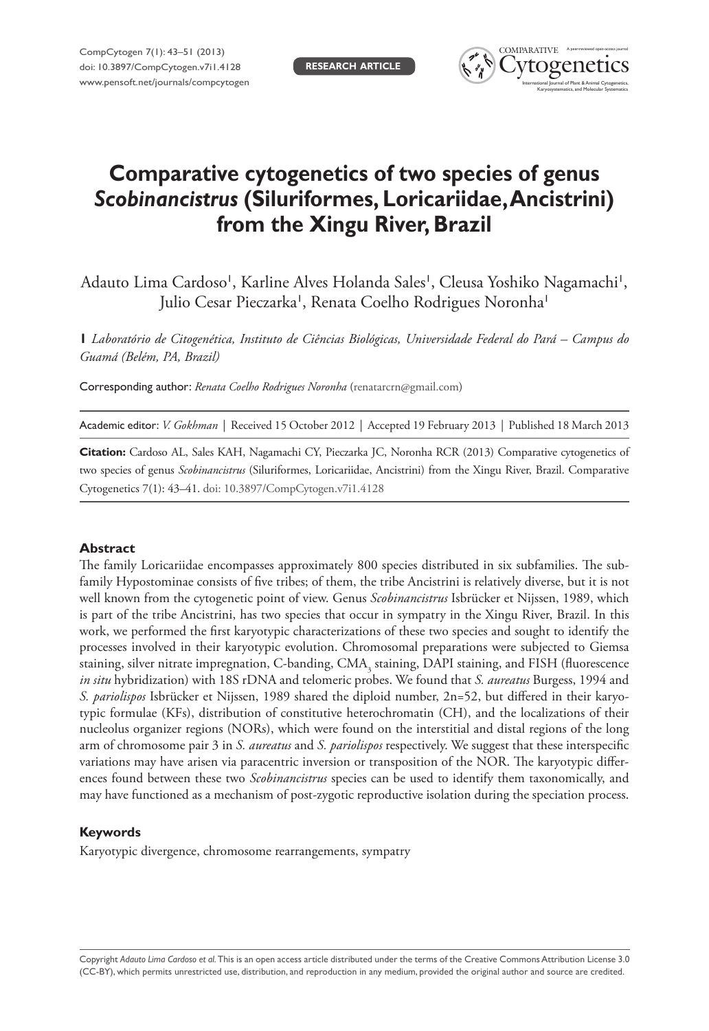RESEARCH ARTICLE

# Comparative cytogenetics of two species of genus *Scobinancistrus* (Siluriformes, Loricariidae, Ancistrini) from the Xingu River, Brazil

Adauto Lima Cardoso[1], Karline Alves Holanda Sales[1], Cleusa Yoshiko Nagamachi[1], Julio Cesar Pieczarka[1], Renata Coelho Rodrigues Noronha[1]

**1** *Laboratório de Citogenética, Instituto de Ciências Biológicas, Universidade Federal do Pará – Campus do Guamá (Belém, PA, Brazil)*

Corresponding author: *Renata Coelho Rodrigues Noronha* (renatarcrn@gmail.com)

Academic editor: *V. Gokhman* | Received 15 October 2012 | Accepted 19 February 2013 | Published 18 March 2013

**Citation:** Cardoso AL, Sales KAH, Nagamachi CY, Pieczarka JC, Noronha RCR (2013) Comparative cytogenetics of two species of genus *Scobinancistrus* (Siluriformes, Loricariidae, Ancistrini) from the Xingu River, Brazil. Comparative Cytogenetics 7(1): 43–41. doi: 10.3897/CompCytogen.v7i1.4128

## Abstract

The family Loricariidae encompasses approximately 800 species distributed in six subfamilies. The subfamily Hypostominae consists of five tribes; of them, the tribe Ancistrini is relatively diverse, but it is not well known from the cytogenetic point of view. Genus *Scobinancistrus* Isbrücker et Nijssen, 1989, which is part of the tribe Ancistrini, has two species that occur in sympatry in the Xingu River, Brazil. In this work, we performed the first karyotypic characterizations of these two species and sought to identify the processes involved in their karyotypic evolution. Chromosomal preparations were subjected to Giemsa staining, silver nitrate impregnation, C-banding, $CMA_3$ staining, DAPI staining, and FISH (fluorescence *in situ* hybridization) with 18S rDNA and telomeric probes. We found that *S. aureatus* Burgess, 1994 and *S. pariolispos* Isbrücker et Nijssen, 1989 shared the diploid number, 2n=52, but differed in their karyotypic formulae (KFs), distribution of constitutive heterochromatin (CH), and the localizations of their nucleolus organizer regions (NORs), which were found on the interstitial and distal regions of the long arm of chromosome pair 3 in *S. aureatus* and *S. pariolispos* respectively. We suggest that these interspecific variations may have arisen via paracentric inversion or transposition of the NOR. The karyotypic differences found between these two *Scobinancistrus* species can be used to identify them taxonomically, and may have functioned as a mechanism of post-zygotic reproductive isolation during the speciation process.

### Keywords

Karyotypic divergence, chromosome rearrangements, sympatry

Copyright *Adauto Lima Cardoso et al.* This is an open access article distributed under the terms of the Creative Commons Attribution License 3.0 (CC-BY), which permits unrestricted use, distribution, and reproduction in any medium, provided the original author and source are credited.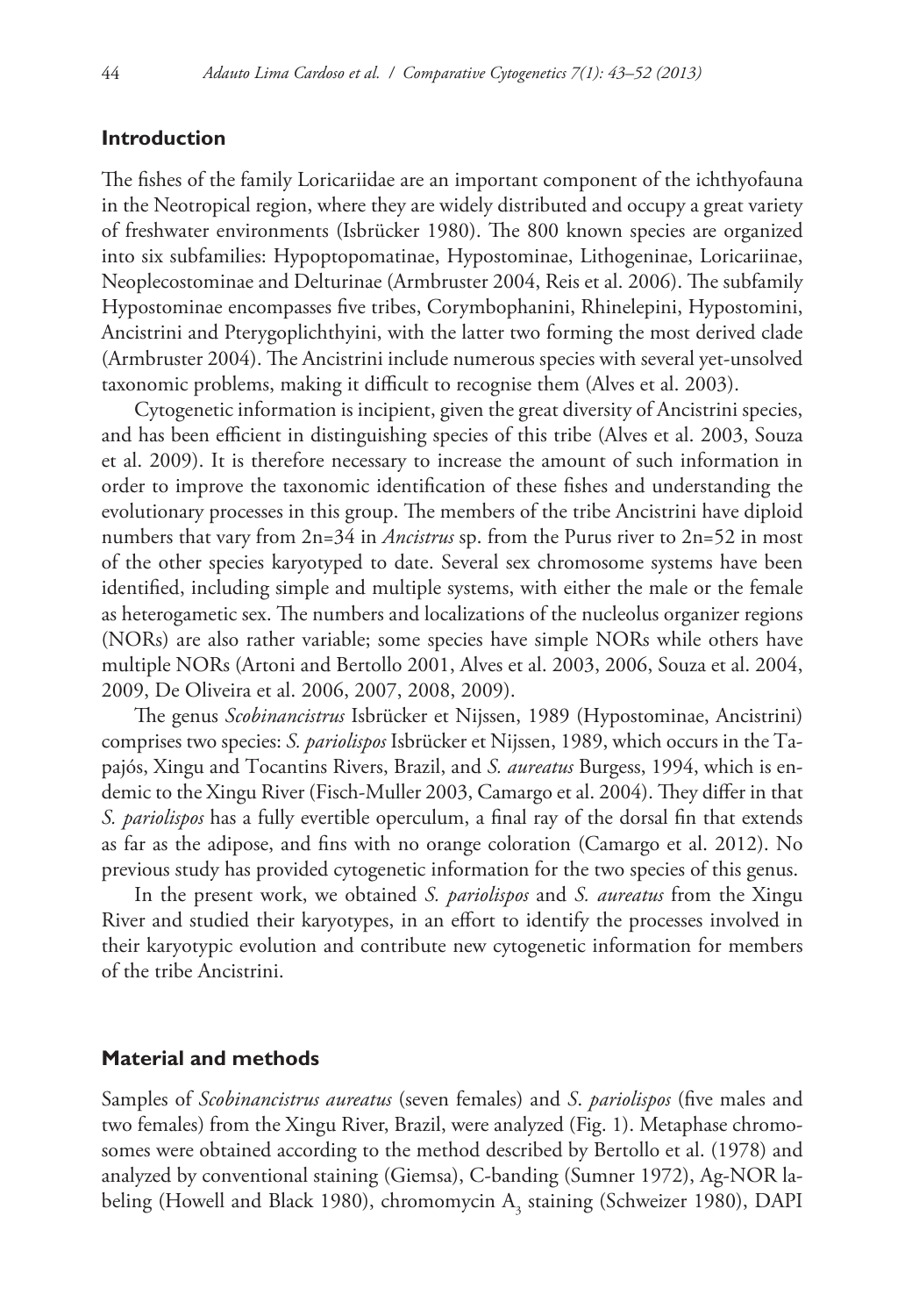## Introduction

The fishes of the family Loricariidae are an important component of the ichthyofauna in the Neotropical region, where they are widely distributed and occupy a great variety of freshwater environments (Isbrücker 1980). The 800 known species are organized into six subfamilies: Hypoptopomatinae, Hypostominae, Lithogeninae, Loricariinae, Neoplecostominae and Delturinae (Armbruster 2004, Reis et al. 2006). The subfamily Hypostominae encompasses five tribes, Corymbophanini, Rhinelepini, Hypostomini, Ancistrini and Pterygoplichthyini, with the latter two forming the most derived clade (Armbruster 2004). The Ancistrini include numerous species with several yet-unsolved taxonomic problems, making it difficult to recognise them (Alves et al. 2003).

Cytogenetic information is incipient, given the great diversity of Ancistrini species, and has been efficient in distinguishing species of this tribe (Alves et al. 2003, Souza et al. 2009). It is therefore necessary to increase the amount of such information in order to improve the taxonomic identification of these fishes and understanding the evolutionary processes in this group. The members of the tribe Ancistrini have diploid numbers that vary from 2n=34 in *Ancistrus* sp. from the Purus river to 2n=52 in most of the other species karyotyped to date. Several sex chromosome systems have been identified, including simple and multiple systems, with either the male or the female as heterogametic sex. The numbers and localizations of the nucleolus organizer regions (NORs) are also rather variable; some species have simple NORs while others have multiple NORs (Artoni and Bertollo 2001, Alves et al. 2003, 2006, Souza et al. 2004, 2009, De Oliveira et al. 2006, 2007, 2008, 2009).

The genus *Scobinancistrus* Isbrücker et Nijssen, 1989 (Hypostominae, Ancistrini) comprises two species: *S. pariolispos* Isbrücker et Nijssen, 1989, which occurs in the Tapajós, Xingu and Tocantins Rivers, Brazil, and *S. aureatus* Burgess, 1994, which is endemic to the Xingu River (Fisch-Muller 2003, Camargo et al. 2004). They differ in that *S. pariolispos* has a fully evertible operculum, a final ray of the dorsal fin that extends as far as the adipose, and fins with no orange coloration (Camargo et al. 2012). No previous study has provided cytogenetic information for the two species of this genus.

In the present work, we obtained *S. pariolispos* and *S. aureatus* from the Xingu River and studied their karyotypes, in an effort to identify the processes involved in their karyotypic evolution and contribute new cytogenetic information for members of the tribe Ancistrini.

## Material and methods

Samples of *Scobinancistrus aureatus* (seven females) and *S. pariolispos* (five males and two females) from the Xingu River, Brazil, were analyzed (Fig. 1). Metaphase chromosomes were obtained according to the method described by Bertollo et al. (1978) and analyzed by conventional staining (Giemsa), C-banding (Sumner 1972), Ag-NOR labeling (Howell and Black 1980), chromomycin $A_3$ staining (Schweizer 1980), DAPI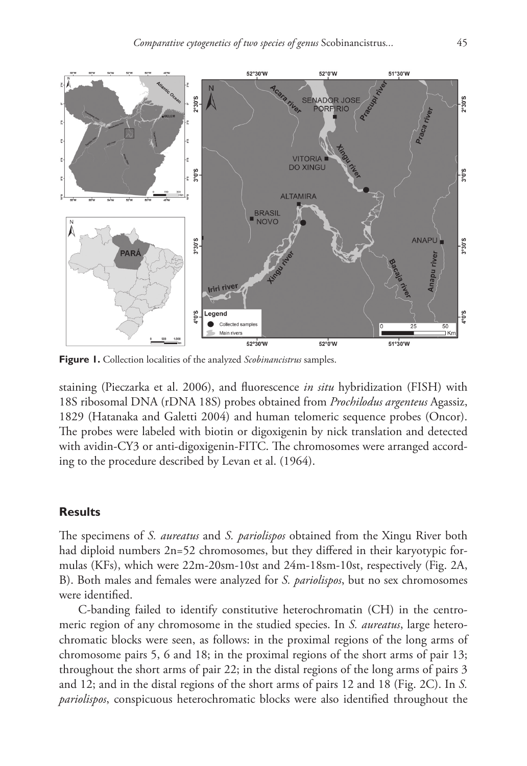**Figure 1.** Collection localities of the analyzed *Scobinancistrus* samples.

staining (Pieczarka et al. 2006), and fluorescence *in situ* hybridization (FISH) with 18S ribosomal DNA (rDNA 18S) probes obtained from *Prochilodus argenteus* Agassiz, 1829 (Hatanaka and Galetti 2004) and human telomeric sequence probes (Oncor). The probes were labeled with biotin or digoxigenin by nick translation and detected with avidin-CY3 or anti-digoxigenin-FITC. The chromosomes were arranged according to the procedure described by Levan et al. (1964).

## Results

The specimens of *S. aureatus* and *S. pariolispos* obtained from the Xingu River both had diploid numbers 2n=52 chromosomes, but they differed in their karyotypic formulas (KFs), which were 22m-20sm-10st and 24m-18sm-10st, respectively (Fig. 2A, B). Both males and females were analyzed for *S. pariolispos*, but no sex chromosomes were identified.

C-banding failed to identify constitutive heterochromatin (CH) in the centromeric region of any chromosome in the studied species. In *S. aureatus*, large heterochromatic blocks were seen, as follows: in the proximal regions of the long arms of chromosome pairs 5, 6 and 18; in the proximal regions of the short arms of pair 13; throughout the short arms of pair 22; in the distal regions of the long arms of pairs 3 and 12; and in the distal regions of the short arms of pairs 12 and 18 (Fig. 2C). In *S. pariolispos*, conspicuous heterochromatic blocks were also identified throughout the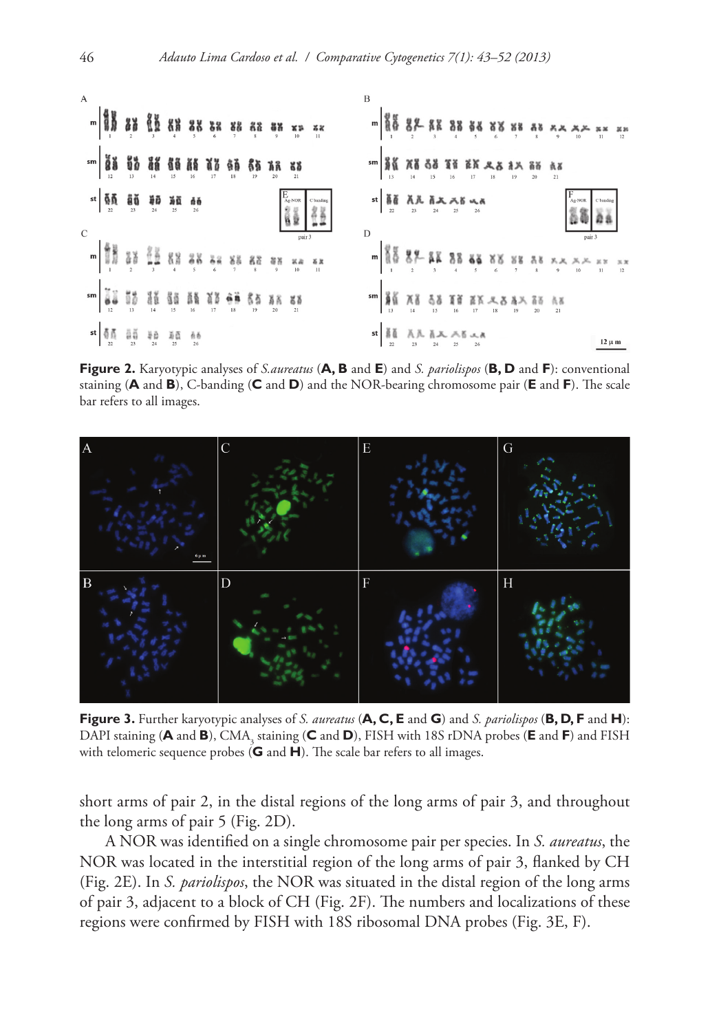**Figure 2.** Karyotypic analyses of *S.aureatus* (**A, B** and **E**) and *S. pariolispos* (**B, D** and **F**): conventional staining (**A** and **B**), C-banding (**C** and **D**) and the NOR-bearing chromosome pair (**E** and **F**). The scale bar refers to all images.

**Figure 3.** Further karyotypic analyses of *S. aureatus* (**A, C, E** and **G**) and *S. pariolispos* (**B, D, F** and **H**): DAPI staining (**A** and **B**), $CMA_3$ staining (**C** and **D**), FISH with 18S rDNA probes (**E** and **F**) and FISH with telomeric sequence probes (**G** and **H**). The scale bar refers to all images.

short arms of pair 2, in the distal regions of the long arms of pair 3, and throughout the long arms of pair 5 (Fig. 2D).

A NOR was identified on a single chromosome pair per species. In *S. aureatus*, the NOR was located in the interstitial region of the long arms of pair 3, flanked by CH (Fig. 2E). In *S. pariolispos*, the NOR was situated in the distal region of the long arms of pair 3, adjacent to a block of CH (Fig. 2F). The numbers and localizations of these regions were confirmed by FISH with 18S ribosomal DNA probes (Fig. 3E, F).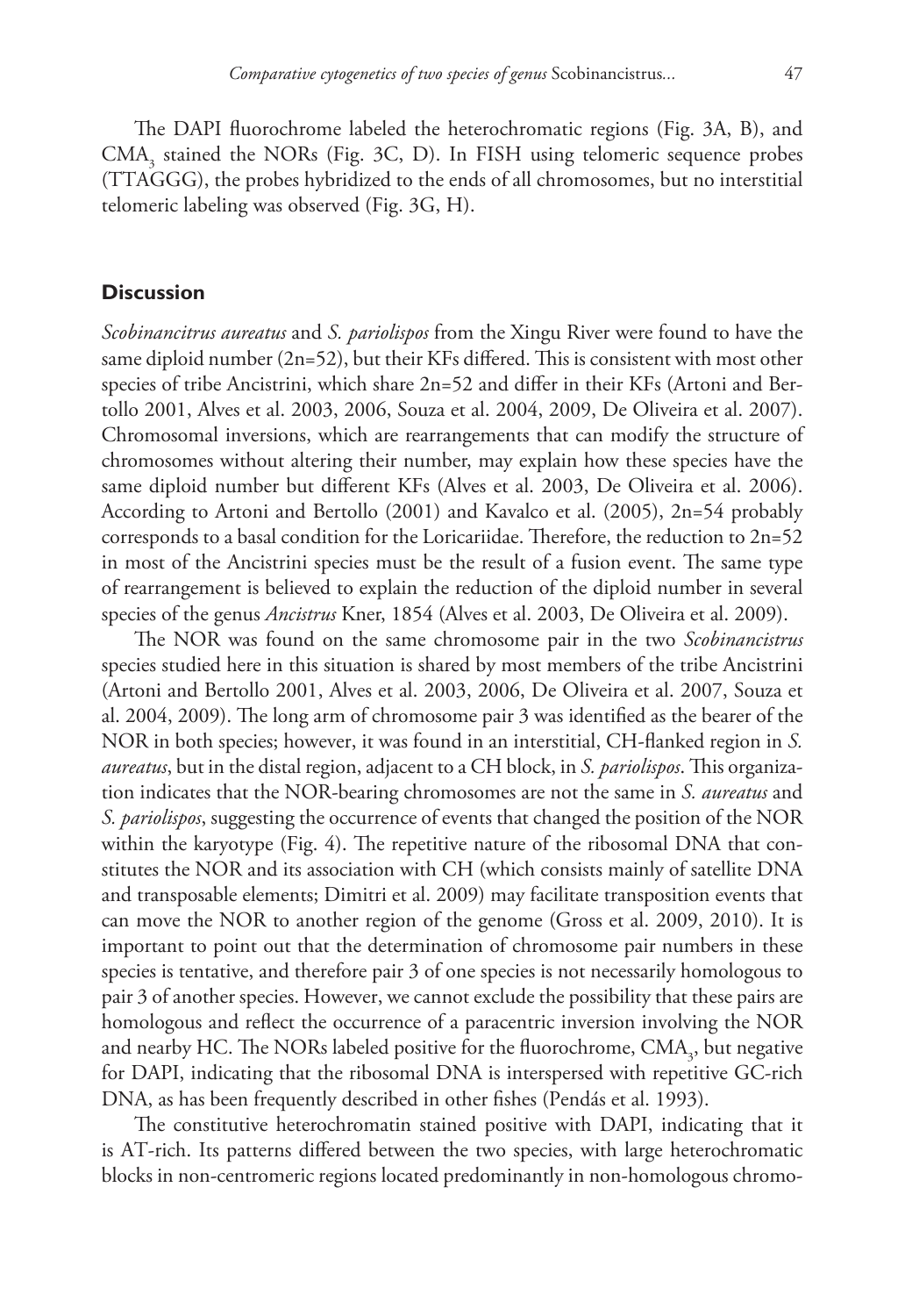The DAPI fluorochrome labeled the heterochromatic regions (Fig. 3A, B), and $CMA_3$ stained the NORs (Fig. 3C, D). In FISH using telomeric sequence probes (TTAGGG), the probes hybridized to the ends of all chromosomes, but no interstitial telomeric labeling was observed (Fig. 3G, H).

## Discussion

*Scobinancitrus aureatus* and *S. pariolispos* from the Xingu River were found to have the same diploid number (2n=52), but their KFs differed. This is consistent with most other species of tribe Ancistrini, which share 2n=52 and differ in their KFs (Artoni and Bertollo 2001, Alves et al. 2003, 2006, Souza et al. 2004, 2009, De Oliveira et al. 2007). Chromosomal inversions, which are rearrangements that can modify the structure of chromosomes without altering their number, may explain how these species have the same diploid number but different KFs (Alves et al. 2003, De Oliveira et al. 2006). According to Artoni and Bertollo (2001) and Kavalco et al. (2005), 2n=54 probably corresponds to a basal condition for the Loricariidae. Therefore, the reduction to 2n=52 in most of the Ancistrini species must be the result of a fusion event. The same type of rearrangement is believed to explain the reduction of the diploid number in several species of the genus *Ancistrus* Kner, 1854 (Alves et al. 2003, De Oliveira et al. 2009).

The NOR was found on the same chromosome pair in the two *Scobinancistrus* species studied here in this situation is shared by most members of the tribe Ancistrini (Artoni and Bertollo 2001, Alves et al. 2003, 2006, De Oliveira et al. 2007, Souza et al. 2004, 2009). The long arm of chromosome pair 3 was identified as the bearer of the NOR in both species; however, it was found in an interstitial, CH-flanked region in *S. aureatus*, but in the distal region, adjacent to a CH block, in *S. pariolispos*. This organization indicates that the NOR-bearing chromosomes are not the same in *S. aureatus* and *S. pariolispos*, suggesting the occurrence of events that changed the position of the NOR within the karyotype (Fig. 4). The repetitive nature of the ribosomal DNA that constitutes the NOR and its association with CH (which consists mainly of satellite DNA and transposable elements; Dimitri et al. 2009) may facilitate transposition events that can move the NOR to another region of the genome (Gross et al. 2009, 2010). It is important to point out that the determination of chromosome pair numbers in these species is tentative, and therefore pair 3 of one species is not necessarily homologous to pair 3 of another species. However, we cannot exclude the possibility that these pairs are homologous and reflect the occurrence of a paracentric inversion involving the NOR and nearby HC. The NORs labeled positive for the fluorochrome, $CMA_3$, but negative for DAPI, indicating that the ribosomal DNA is interspersed with repetitive GC-rich DNA, as has been frequently described in other fishes (Pendás et al. 1993).

The constitutive heterochromatin stained positive with DAPI, indicating that it is AT-rich. Its patterns differed between the two species, with large heterochromatic blocks in non-centromeric regions located predominantly in non-homologous chromo-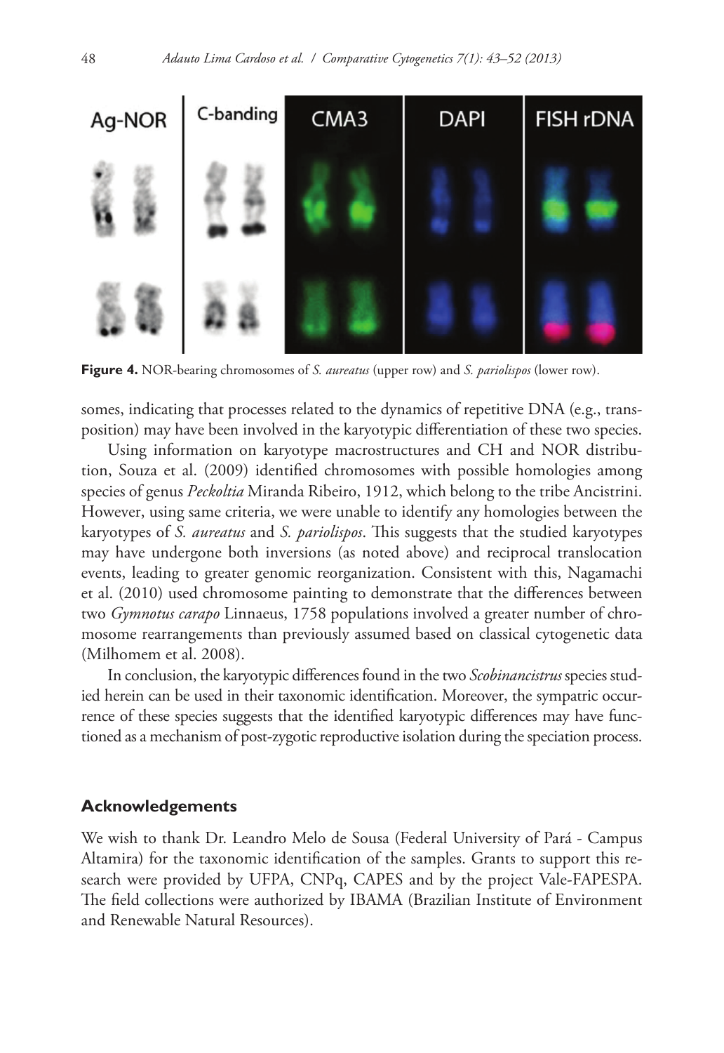Figure 4. NOR-bearing chromosomes of *S. aureatus* (upper row) and *S. pariolispos* (lower row).

somes, indicating that processes related to the dynamics of repetitive DNA (e.g., transposition) may have been involved in the karyotypic differentiation of these two species.

Using information on karyotype macrostructures and CH and NOR distribution, Souza et al. (2009) identified chromosomes with possible homologies among species of genus *Peckoltia* Miranda Ribeiro, 1912, which belong to the tribe Ancistrini. However, using same criteria, we were unable to identify any homologies between the karyotypes of *S. aureatus* and *S. pariolispos*. This suggests that the studied karyotypes may have undergone both inversions (as noted above) and reciprocal translocation events, leading to greater genomic reorganization. Consistent with this, Nagamachi et al. (2010) used chromosome painting to demonstrate that the differences between two *Gymnotus carapo* Linnaeus, 1758 populations involved a greater number of chromosome rearrangements than previously assumed based on classical cytogenetic data (Milhomem et al. 2008).

In conclusion, the karyotypic differences found in the two *Scobinancistrus* species studied herein can be used in their taxonomic identification. Moreover, the sympatric occurrence of these species suggests that the identified karyotypic differences may have functioned as a mechanism of post-zygotic reproductive isolation during the speciation process.

## Acknowledgements

We wish to thank Dr. Leandro Melo de Sousa (Federal University of Pará - Campus Altamira) for the taxonomic identification of the samples. Grants to support this research were provided by UFPA, CNPq, CAPES and by the project Vale-FAPESPA. The field collections were authorized by IBAMA (Brazilian Institute of Environment and Renewable Natural Resources).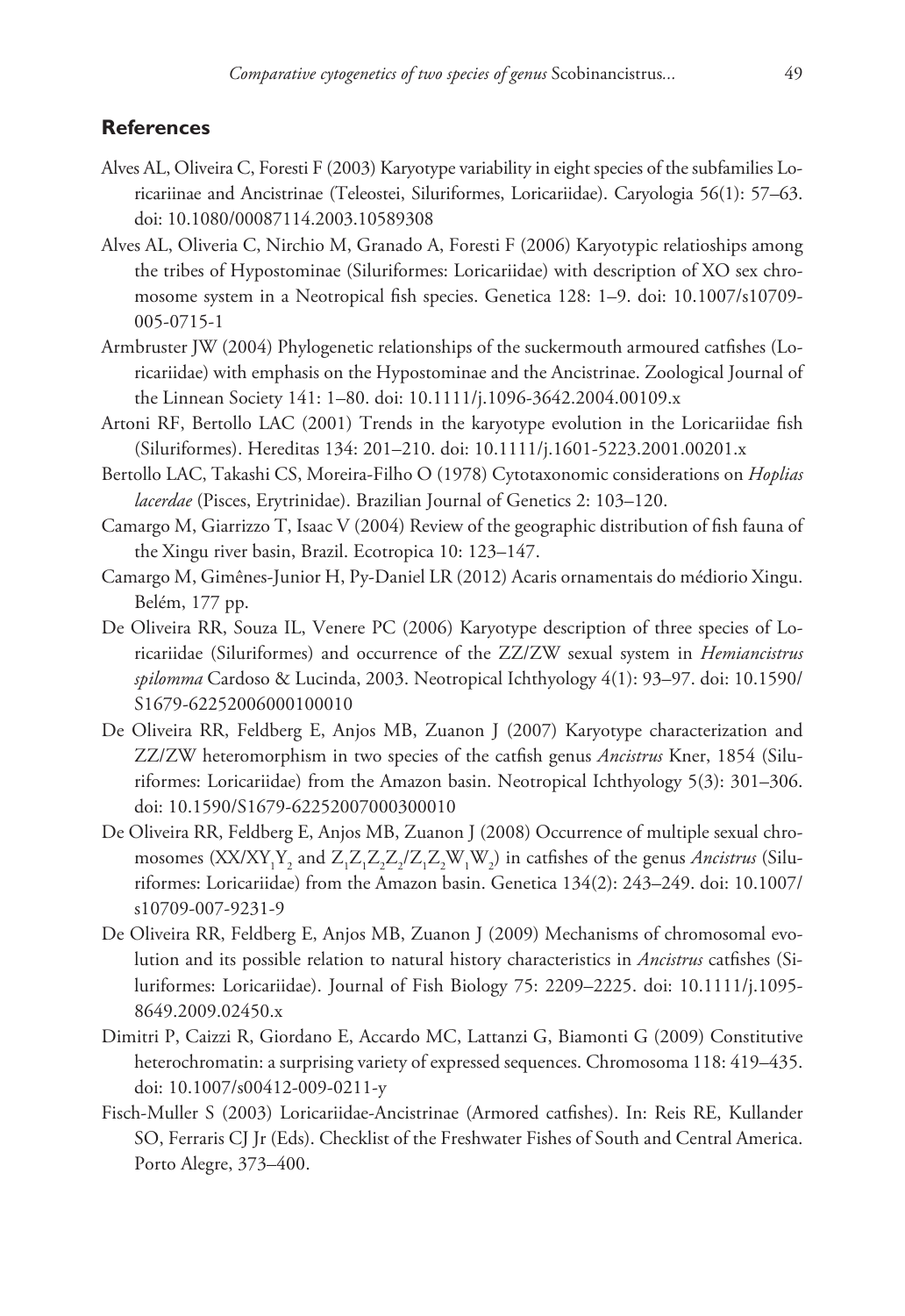## References

Alves AL, Oliveira C, Foresti F (2003) Karyotype variability in eight species of the subfamilies Loricariinae and Ancistrinae (Teleostei, Siluriformes, Loricariidae). Caryologia 56(1): 57–63. doi: 10.1080/00087114.2003.10589308

Alves AL, Oliveria C, Nirchio M, Granado A, Foresti F (2006) Karyotypic relatioships among the tribes of Hypostominae (Siluriformes: Loricariidae) with description of XO sex chromosome system in a Neotropical fish species. Genetica 128: 1–9. doi: 10.1007/s10709-005-0715-1

Armbruster JW (2004) Phylogenetic relationships of the suckermouth armoured catfishes (Loricariidae) with emphasis on the Hypostominae and the Ancistrinae. Zoological Journal of the Linnean Society 141: 1–80. doi: 10.1111/j.1096-3642.2004.00109.x

Artoni RF, Bertollo LAC (2001) Trends in the karyotype evolution in the Loricariidae fish (Siluriformes). Hereditas 134: 201–210. doi: 10.1111/j.1601-5223.2001.00201.x

Bertollo LAC, Takashi CS, Moreira-Filho O (1978) Cytotaxonomic considerations on *Hoplias lacerdae* (Pisces, Erytrinidae). Brazilian Journal of Genetics 2: 103–120.

Camargo M, Giarrizzo T, Isaac V (2004) Review of the geographic distribution of fish fauna of the Xingu river basin, Brazil. Ecotropica 10: 123–147.

Camargo M, Gimênes-Junior H, Py-Daniel LR (2012) Acaris ornamentais do médiorio Xingu. Belém, 177 pp.

De Oliveira RR, Souza IL, Venere PC (2006) Karyotype description of three species of Loricariidae (Siluriformes) and occurrence of the ZZ/ZW sexual system in *Hemiancistrus spilomma* Cardoso & Lucinda, 2003. Neotropical Ichthyology 4(1): 93–97. doi: 10.1590/S1679-62252006000100010

De Oliveira RR, Feldberg E, Anjos MB, Zuanon J (2007) Karyotype characterization and ZZ/ZW heteromorphism in two species of the catfish genus *Ancistrus* Kner, 1854 (Siluriformes: Loricariidae) from the Amazon basin. Neotropical Ichthyology 5(3): 301–306. doi: 10.1590/S1679-62252007000300010

De Oliveira RR, Feldberg E, Anjos MB, Zuanon J (2008) Occurrence of multiple sexual chromosomes ($XX/XY_1Y_2$ and $Z_1Z_1Z_2Z_2/Z_1Z_2W_1W_2$) in catfishes of the genus *Ancistrus* (Siluriformes: Loricariidae) from the Amazon basin. Genetica 134(2): 243–249. doi: 10.1007/s10709-007-9231-9

De Oliveira RR, Feldberg E, Anjos MB, Zuanon J (2009) Mechanisms of chromosomal evolution and its possible relation to natural history characteristics in *Ancistrus* catfishes (Siluriformes: Loricariidae). Journal of Fish Biology 75: 2209–2225. doi: 10.1111/j.1095-8649.2009.02450.x

Dimitri P, Caizzi R, Giordano E, Accardo MC, Lattanzi G, Biamonti G (2009) Constitutive heterochromatin: a surprising variety of expressed sequences. Chromosoma 118: 419–435. doi: 10.1007/s00412-009-0211-y

Fisch-Muller S (2003) Loricariidae-Ancistrinae (Armored catfishes). In: Reis RE, Kullander SO, Ferraris CJ Jr (Eds). Checklist of the Freshwater Fishes of South and Central America. Porto Alegre, 373–400.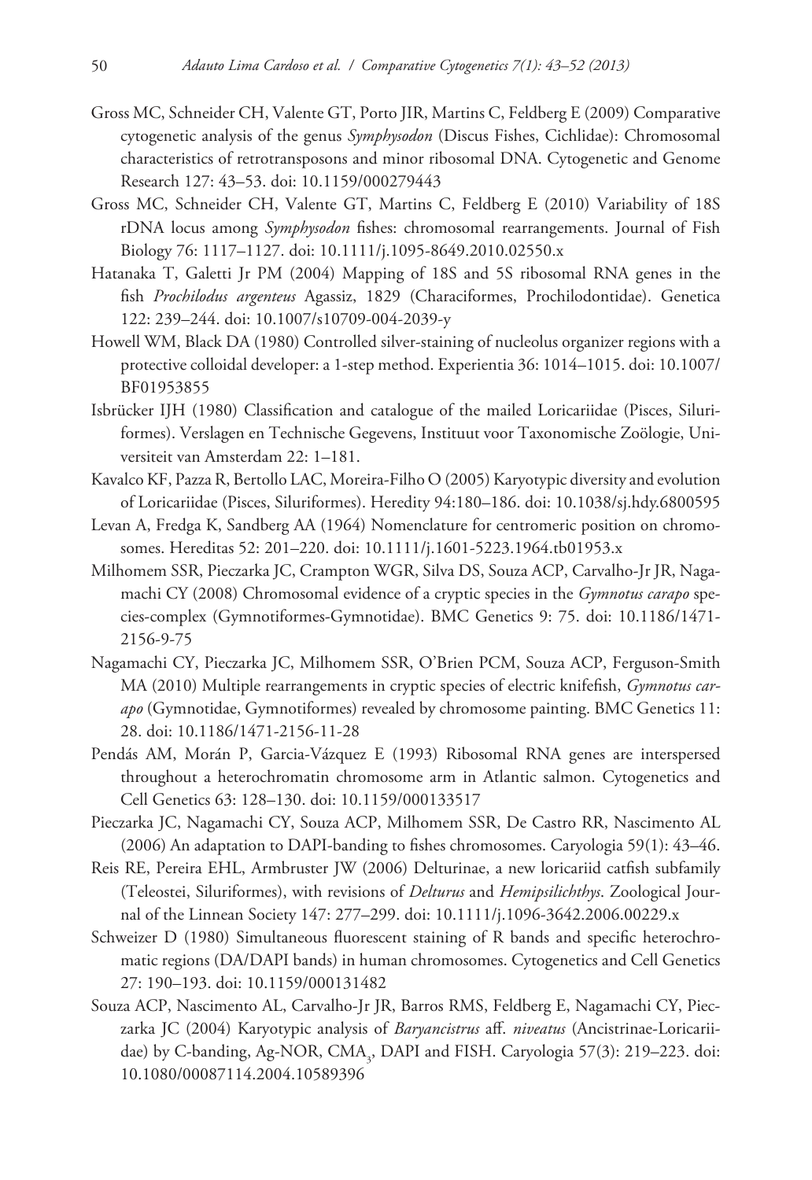Gross MC, Schneider CH, Valente GT, Porto JIR, Martins C, Feldberg E (2009) Comparative cytogenetic analysis of the genus *Symphysodon* (Discus Fishes, Cichlidae): Chromosomal characteristics of retrotransposons and minor ribosomal DNA. Cytogenetic and Genome Research 127: 43–53. doi: 10.1159/000279443

Gross MC, Schneider CH, Valente GT, Martins C, Feldberg E (2010) Variability of 18S rDNA locus among *Symphysodon* fishes: chromosomal rearrangements. Journal of Fish Biology 76: 1117–1127. doi: 10.1111/j.1095-8649.2010.02550.x

Hatanaka T, Galetti Jr PM (2004) Mapping of 18S and 5S ribosomal RNA genes in the fish *Prochilodus argenteus* Agassiz, 1829 (Characiformes, Prochilodontidae). Genetica 122: 239–244. doi: 10.1007/s10709-004-2039-y

Howell WM, Black DA (1980) Controlled silver-staining of nucleolus organizer regions with a protective colloidal developer: a 1-step method. Experientia 36: 1014–1015. doi: 10.1007/BF01953855

Isbrücker IJH (1980) Classification and catalogue of the mailed Loricariidae (Pisces, Siluriformes). Verslagen en Technische Gegevens, Instituut voor Taxonomische Zoölogie, Universiteit van Amsterdam 22: 1–181.

Kavalco KF, Pazza R, Bertollo LAC, Moreira-Filho O (2005) Karyotypic diversity and evolution of Loricariidae (Pisces, Siluriformes). Heredity 94:180–186. doi: 10.1038/sj.hdy.6800595

Levan A, Fredga K, Sandberg AA (1964) Nomenclature for centromeric position on chromosomes. Hereditas 52: 201–220. doi: 10.1111/j.1601-5223.1964.tb01953.x

Milhomem SSR, Pieczarka JC, Crampton WGR, Silva DS, Souza ACP, Carvalho-Jr JR, Nagamachi CY (2008) Chromosomal evidence of a cryptic species in the *Gymnotus carapo* species-complex (Gymnotiformes-Gymnotidae). BMC Genetics 9: 75. doi: 10.1186/1471-2156-9-75

Nagamachi CY, Pieczarka JC, Milhomem SSR, O'Brien PCM, Souza ACP, Ferguson-Smith MA (2010) Multiple rearrangements in cryptic species of electric knifefish, *Gymnotus carapo* (Gymnotidae, Gymnotiformes) revealed by chromosome painting. BMC Genetics 11: 28. doi: 10.1186/1471-2156-11-28

Pendás AM, Morán P, Garcia-Vázquez E (1993) Ribosomal RNA genes are interspersed throughout a heterochromatin chromosome arm in Atlantic salmon. Cytogenetics and Cell Genetics 63: 128–130. doi: 10.1159/000133517

Pieczarka JC, Nagamachi CY, Souza ACP, Milhomem SSR, De Castro RR, Nascimento AL (2006) An adaptation to DAPI-banding to fishes chromosomes. Caryologia 59(1): 43–46.

Reis RE, Pereira EHL, Armbruster JW (2006) Delturinae, a new loricariid catfish subfamily (Teleostei, Siluriformes), with revisions of *Delturus* and *Hemipsilichthys*. Zoological Journal of the Linnean Society 147: 277–299. doi: 10.1111/j.1096-3642.2006.00229.x

Schweizer D (1980) Simultaneous fluorescent staining of R bands and specific heterochromatic regions (DA/DAPI bands) in human chromosomes. Cytogenetics and Cell Genetics 27: 190–193. doi: 10.1159/000131482

Souza ACP, Nascimento AL, Carvalho-Jr JR, Barros RMS, Feldberg E, Nagamachi CY, Pieczarka JC (2004) Karyotypic analysis of *Baryancistrus* aff. *niveatus* (Ancistrinae-Loricariidae) by C-banding, Ag-NOR, $CMA_3$, DAPI and FISH. Caryologia 57(3): 219–223. doi: 10.1080/00087114.2004.10589396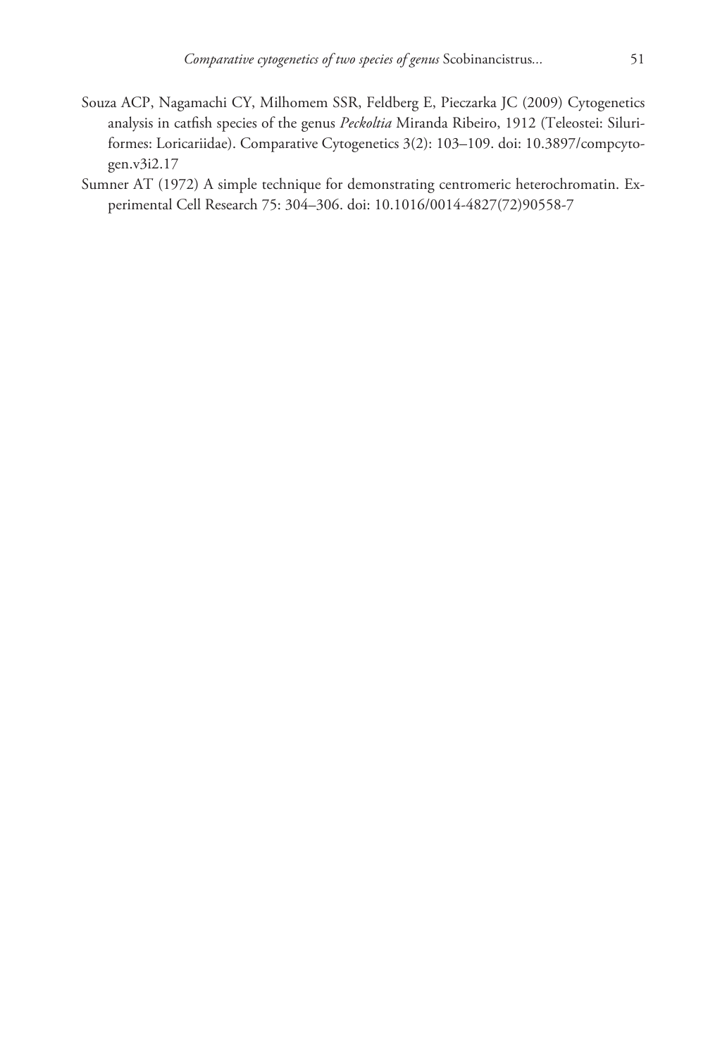Souza ACP, Nagamachi CY, Milhomem SSR, Feldberg E, Pieczarka JC (2009) Cytogenetics analysis in catfish species of the genus *Peckoltia* Miranda Ribeiro, 1912 (Teleostei: Siluriformes: Loricariidae). Comparative Cytogenetics 3(2): 103–109. doi: 10.3897/compcytogen.v3i2.17

Sumner AT (1972) A simple technique for demonstrating centromeric heterochromatin. Experimental Cell Research 75: 304–306. doi: 10.1016/0014-4827(72)90558-7